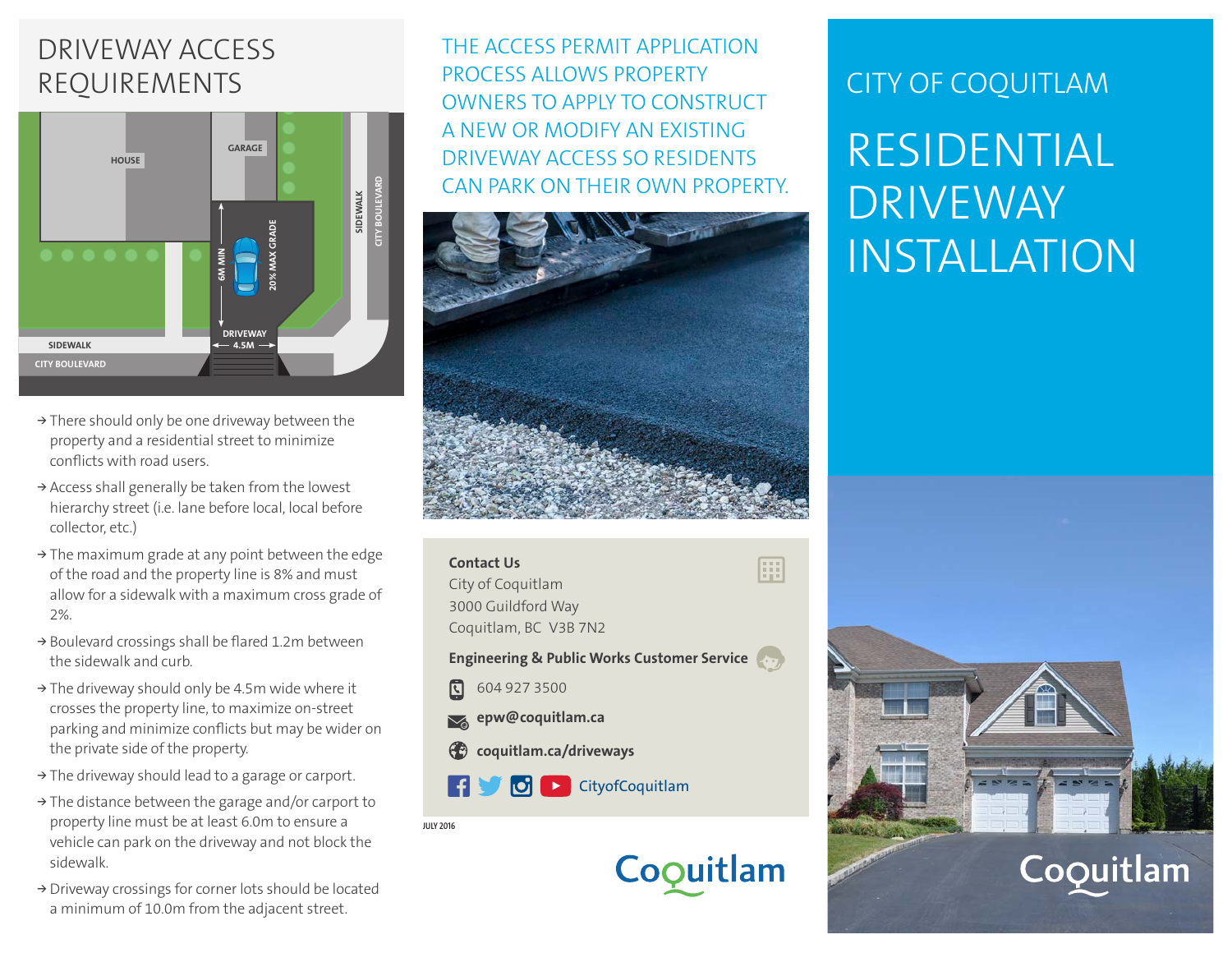# DRIVEWAY ACCESS REQUIREMENTS

HOUSE

GARAGE

6M MIN

20% MAX GRADE

DRIVEWAY 4.5M

SIDEWALK

CITY BOULEVARD

- There should only be one driveway between the property and a residential street to minimize conflicts with road users.
- Access shall generally be taken from the lowest hierarchy street (i.e. lane before local, local before collector, etc.)
- The maximum grade at any point between the edge of the road and the property line is 8% and must allow for a sidewalk with a maximum cross grade of 2%.
- Boulevard crossings shall be flared 1.2m between the sidewalk and curb.
- The driveway should only be 4.5m wide where it crosses the property line, to maximize on-street parking and minimize conflicts but may be wider on the private side of the property.
- The driveway should lead to a garage or carport.
- The distance between the garage and/or carport to property line must be at least 6.0m to ensure a vehicle can park on the driveway and not block the sidewalk.
- Driveway crossings for corner lots should be located a minimum of 10.0m from the adjacent street.

THE ACCESS PERMIT APPLICATION PROCESS ALLOWS PROPERTY OWNERS TO APPLY TO CONSTRUCT A NEW OR MODIFY AN EXISTING DRIVEWAY ACCESS SO RESIDENTS CAN PARK ON THEIR OWN PROPERTY.

**Contact Us**
City of Coquitlam
3000 Guildford Way
Coquitlam, BC V3B 7N2

**Engineering & Public Works Customer Service**

604 927 3500

**epw@coquitlam.ca**

**coquitlam.ca/driveways**

CityofCoquitlam

JULY 2016

Coquitlam

# CITY OF COQUITLAM

# RESIDENTIAL DRIVEWAY INSTALLATION

Coquitlam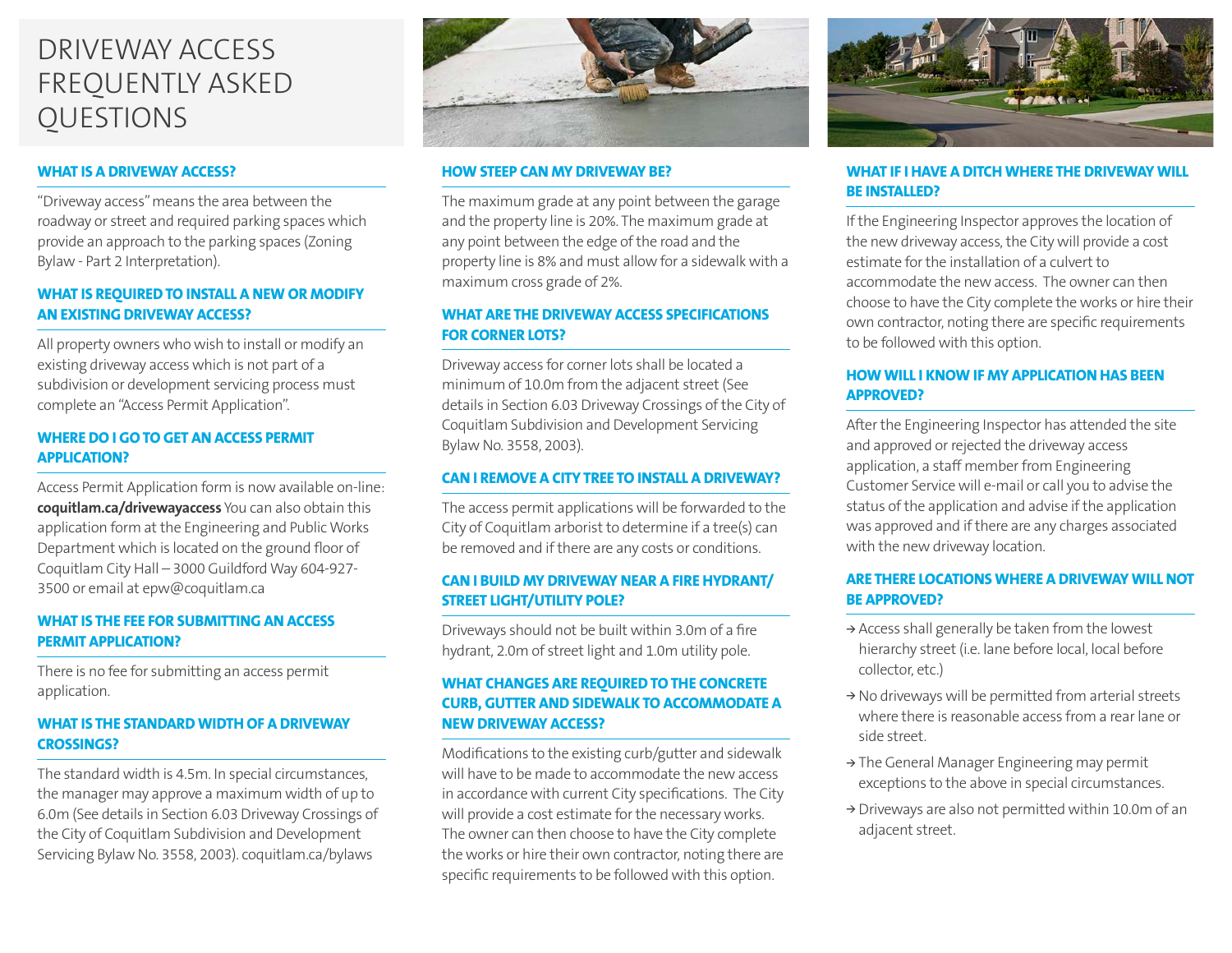# DRIVEWAY ACCESS FREQUENTLY ASKED QUESTIONS

### WHAT IS A DRIVEWAY ACCESS?

"Driveway access" means the area between the roadway or street and required parking spaces which provide an approach to the parking spaces (Zoning Bylaw - Part 2 Interpretation).

### WHAT IS REQUIRED TO INSTALL A NEW OR MODIFY AN EXISTING DRIVEWAY ACCESS?

All property owners who wish to install or modify an existing driveway access which is not part of a subdivision or development servicing process must complete an "Access Permit Application".

### WHERE DO I GO TO GET AN ACCESS PERMIT APPLICATION?

Access Permit Application form is now available on-line: **coquitlam.ca/drivewayaccess** You can also obtain this application form at the Engineering and Public Works Department which is located on the ground floor of Coquitlam City Hall – 3000 Guildford Way 604-927-3500 or email at epw@coquitlam.ca

### WHAT IS THE FEE FOR SUBMITTING AN ACCESS PERMIT APPLICATION?

There is no fee for submitting an access permit application.

### WHAT IS THE STANDARD WIDTH OF A DRIVEWAY CROSSINGS?

The standard width is 4.5m. In special circumstances, the manager may approve a maximum width of up to 6.0m (See details in Section 6.03 Driveway Crossings of the City of Coquitlam Subdivision and Development Servicing Bylaw No. 3558, 2003). coquitlam.ca/bylaws

### HOW STEEP CAN MY DRIVEWAY BE?

The maximum grade at any point between the garage and the property line is 20%. The maximum grade at any point between the edge of the road and the property line is 8% and must allow for a sidewalk with a maximum cross grade of 2%.

### WHAT ARE THE DRIVEWAY ACCESS SPECIFICATIONS FOR CORNER LOTS?

Driveway access for corner lots shall be located a minimum of 10.0m from the adjacent street (See details in Section 6.03 Driveway Crossings of the City of Coquitlam Subdivision and Development Servicing Bylaw No. 3558, 2003).

### CAN I REMOVE A CITY TREE TO INSTALL A DRIVEWAY?

The access permit applications will be forwarded to the City of Coquitlam arborist to determine if a tree(s) can be removed and if there are any costs or conditions.

### CAN I BUILD MY DRIVEWAY NEAR A FIRE HYDRANT/ STREET LIGHT/UTILITY POLE?

Driveways should not be built within 3.0m of a fire hydrant, 2.0m of street light and 1.0m utility pole.

### WHAT CHANGES ARE REQUIRED TO THE CONCRETE CURB, GUTTER AND SIDEWALK TO ACCOMMODATE A NEW DRIVEWAY ACCESS?

Modifications to the existing curb/gutter and sidewalk will have to be made to accommodate the new access in accordance with current City specifications. The City will provide a cost estimate for the necessary works. The owner can then choose to have the City complete the works or hire their own contractor, noting there are specific requirements to be followed with this option.

### WHAT IF I HAVE A DITCH WHERE THE DRIVEWAY WILL BE INSTALLED?

If the Engineering Inspector approves the location of the new driveway access, the City will provide a cost estimate for the installation of a culvert to accommodate the new access. The owner can then choose to have the City complete the works or hire their own contractor, noting there are specific requirements to be followed with this option.

### HOW WILL I KNOW IF MY APPLICATION HAS BEEN APPROVED?

After the Engineering Inspector has attended the site and approved or rejected the driveway access application, a staff member from Engineering Customer Service will e-mail or call you to advise the status of the application and advise if the application was approved and if there are any charges associated with the new driveway location.

### ARE THERE LOCATIONS WHERE A DRIVEWAY WILL NOT BE APPROVED?

→ Access shall generally be taken from the lowest hierarchy street (i.e. lane before local, local before collector, etc.)

→ No driveways will be permitted from arterial streets where there is reasonable access from a rear lane or side street.

→ The General Manager Engineering may permit exceptions to the above in special circumstances.

→ Driveways are also not permitted within 10.0m of an adjacent street.